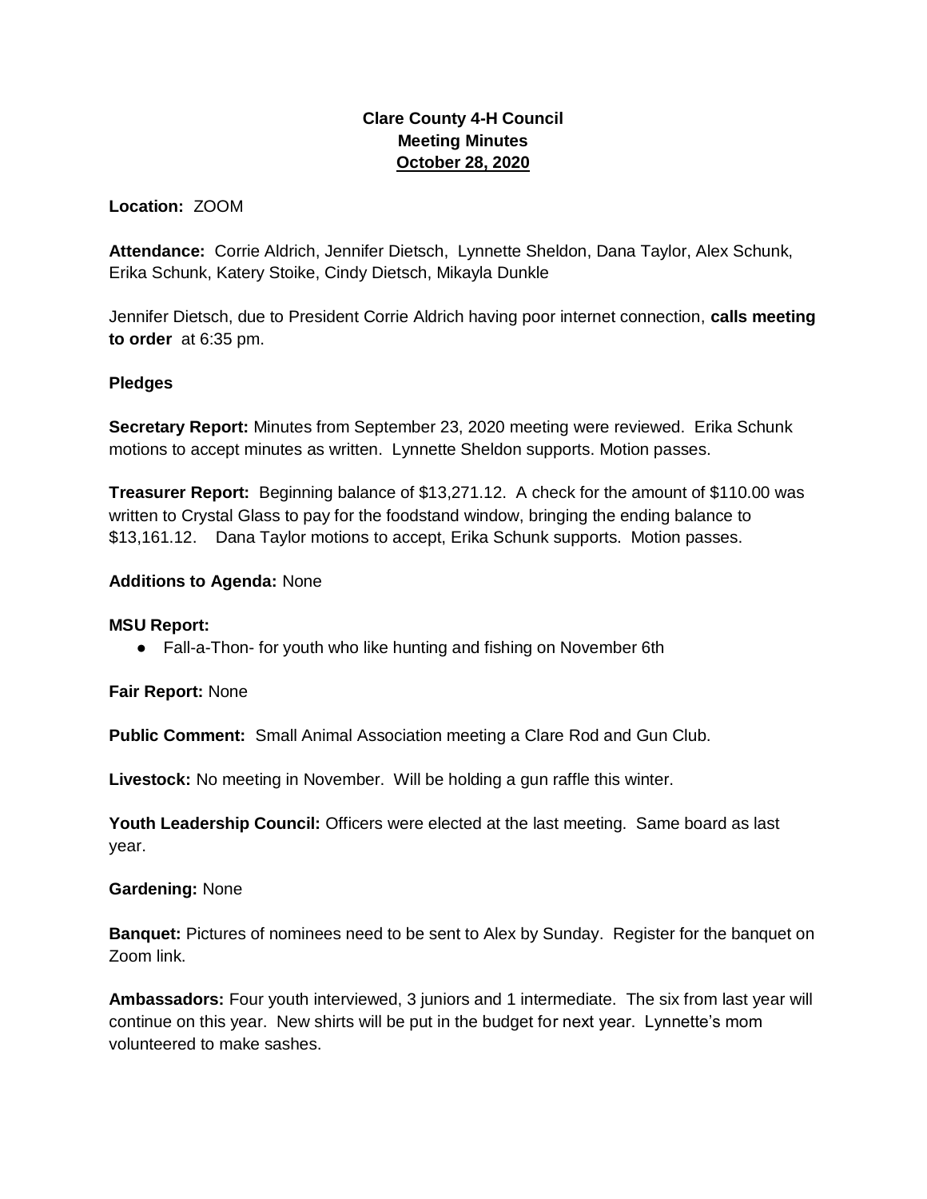# Clare County 4-H Council
## Meeting Minutes
## October 28, 2020

**Location:** ZOOM

**Attendance:** Corrie Aldrich, Jennifer Dietsch, Lynnette Sheldon, Dana Taylor, Alex Schunk, Erika Schunk, Katery Stoike, Cindy Dietsch, Mikayla Dunkle

Jennifer Dietsch, due to President Corrie Aldrich having poor internet connection, **calls meeting to order** at 6:35 pm.

**Pledges**

**Secretary Report:** Minutes from September 23, 2020 meeting were reviewed. Erika Schunk motions to accept minutes as written. Lynnette Sheldon supports. Motion passes.

**Treasurer Report:** Beginning balance of $13,271.12. A check for the amount of $110.00 was written to Crystal Glass to pay for the foodstand window, bringing the ending balance to $13,161.12. Dana Taylor motions to accept, Erika Schunk supports. Motion passes.

**Additions to Agenda:** None

**MSU Report:**

- Fall-a-Thon- for youth who like hunting and fishing on November 6th

**Fair Report:** None

**Public Comment:** Small Animal Association meeting a Clare Rod and Gun Club.

**Livestock:** No meeting in November. Will be holding a gun raffle this winter.

**Youth Leadership Council:** Officers were elected at the last meeting. Same board as last year.

**Gardening:** None

**Banquet:** Pictures of nominees need to be sent to Alex by Sunday. Register for the banquet on Zoom link.

**Ambassadors:** Four youth interviewed, 3 juniors and 1 intermediate. The six from last year will continue on this year. New shirts will be put in the budget for next year. Lynnette's mom volunteered to make sashes.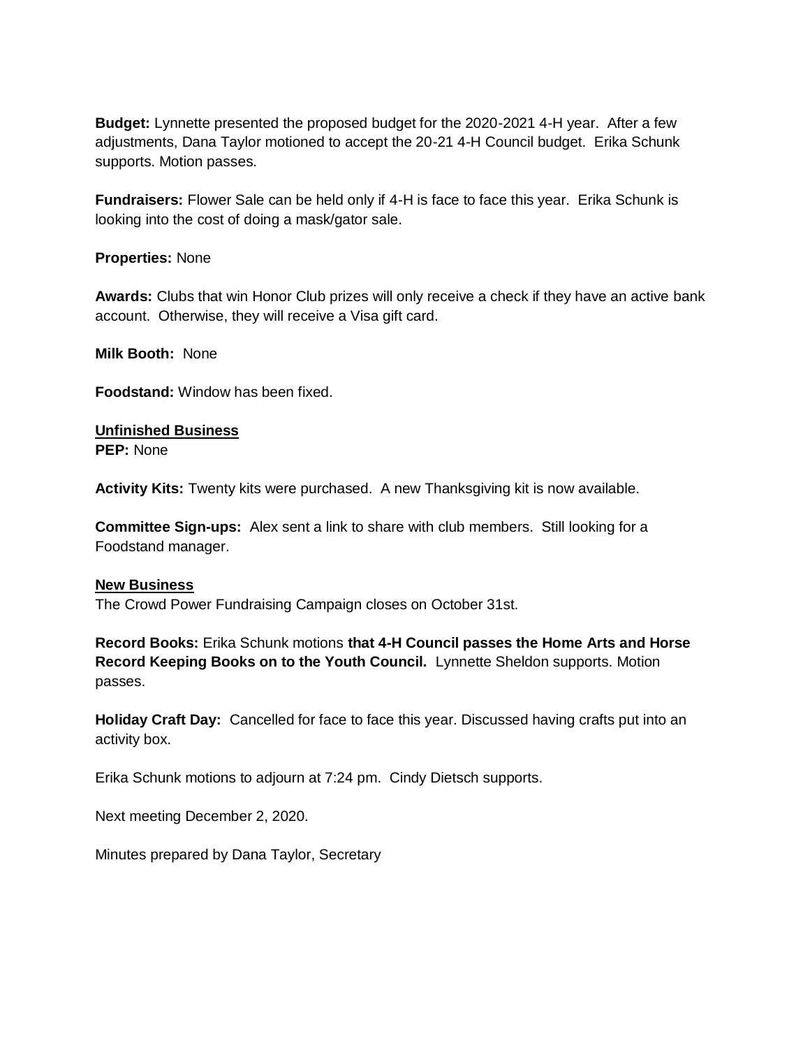**Budget:** Lynnette presented the proposed budget for the 2020-2021 4-H year. After a few adjustments, Dana Taylor motioned to accept the 20-21 4-H Council budget. Erika Schunk supports. Motion passes.

**Fundraisers:** Flower Sale can be held only if 4-H is face to face this year. Erika Schunk is looking into the cost of doing a mask/gator sale.

**Properties:** None

**Awards:** Clubs that win Honor Club prizes will only receive a check if they have an active bank account. Otherwise, they will receive a Visa gift card.

**Milk Booth:** None

**Foodstand:** Window has been fixed.

**Unfinished Business**

**PEP:** None

**Activity Kits:** Twenty kits were purchased. A new Thanksgiving kit is now available.

**Committee Sign-ups:** Alex sent a link to share with club members. Still looking for a Foodstand manager.

**New Business**

The Crowd Power Fundraising Campaign closes on October 31st.

**Record Books:** Erika Schunk motions **that 4-H Council passes the Home Arts and Horse Record Keeping Books on to the Youth Council.** Lynnette Sheldon supports. Motion passes.

**Holiday Craft Day:** Cancelled for face to face this year. Discussed having crafts put into an activity box.

Erika Schunk motions to adjourn at 7:24 pm. Cindy Dietsch supports.

Next meeting December 2, 2020.

Minutes prepared by Dana Taylor, Secretary